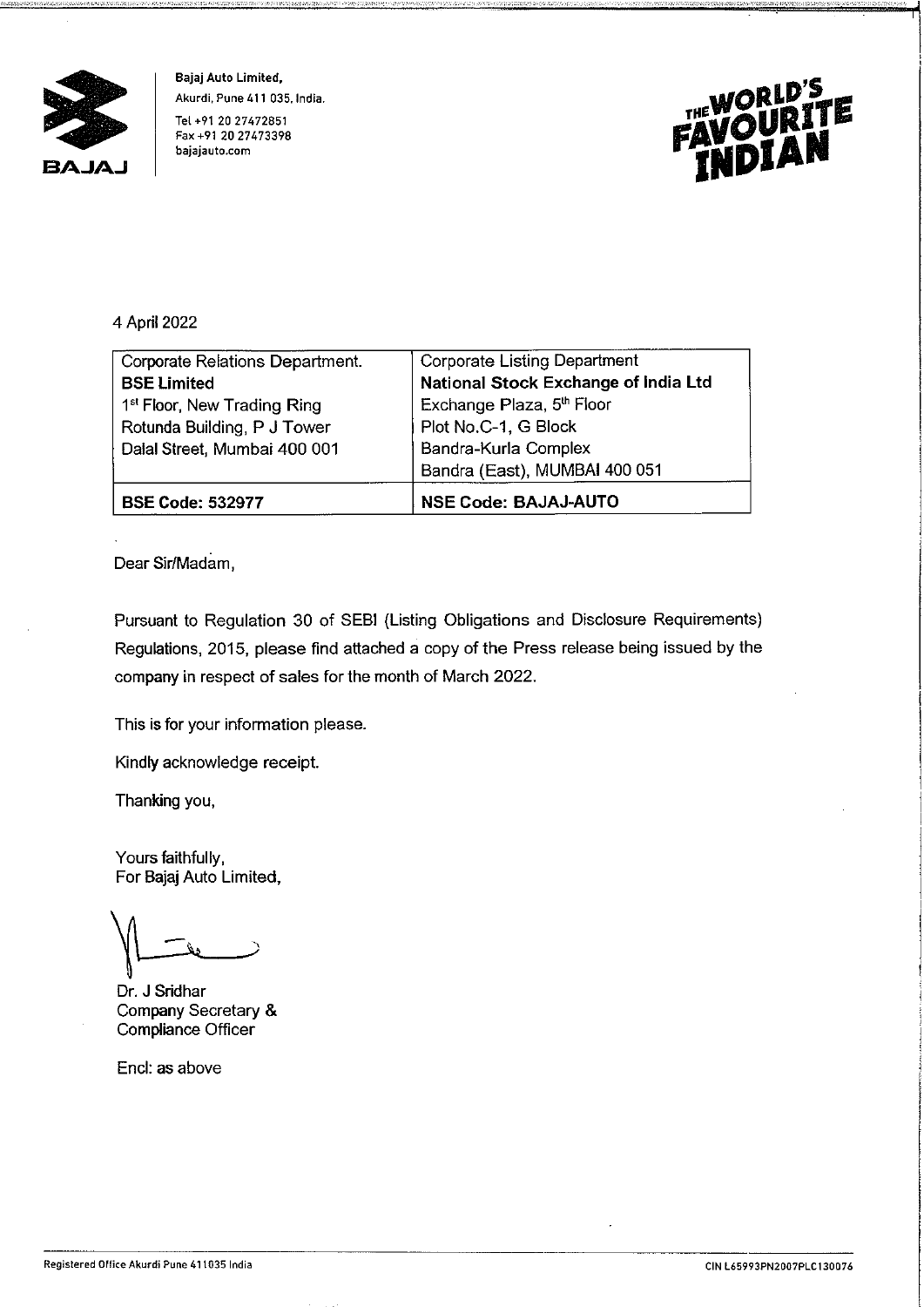**Bajaj Auto Limited,**
Akurdi, Pune 411 035, India.
Tel +91 20 27472851
Fax +91 20 27473398
bajajauto.com

THE WORLD'S FAVOURITE INDIAN

4 April 2022

| Corporate Relations Department.<br>**BSE Limited**<br>1st Floor, New Trading Ring<br>Rotunda Building, P J Tower<br>Dalal Street, Mumbai 400 001 | Corporate Listing Department<br>**National Stock Exchange of India Ltd**<br>Exchange Plaza, 5th Floor<br>Plot No.C-1, G Block<br>Bandra-Kurla Complex<br>Bandra (East), MUMBAI 400 051 |
|---|---|
| **BSE Code: 532977** | **NSE Code: BAJAJ-AUTO** |

Dear Sir/Madam,

Pursuant to Regulation 30 of SEBI (Listing Obligations and Disclosure Requirements) Regulations, 2015, please find attached a copy of the Press release being issued by the company in respect of sales for the month of March 2022.

This is for your information please.

Kindly acknowledge receipt.

Thanking you,

Yours faithfully,
For Bajaj Auto Limited,

Dr. J Sridhar
Company Secretary &
Compliance Officer

Encl: as above

Registered Office Akurdi Pune 411035 India

CIN L65993PN2007PLC130076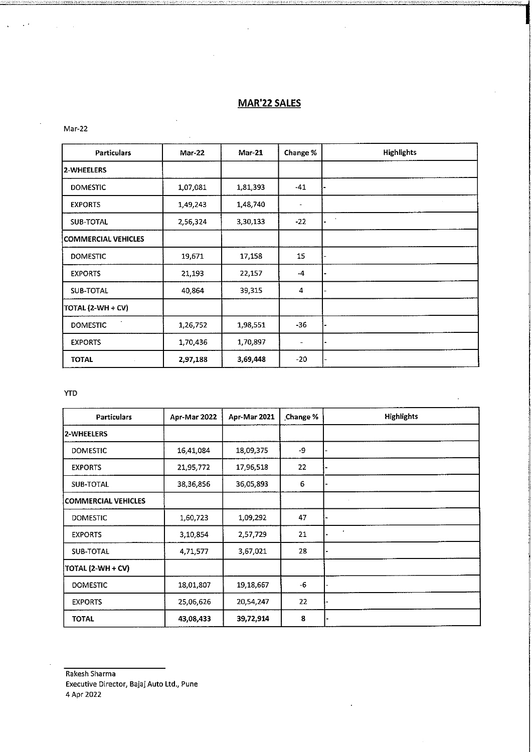## MAR'22 SALES

Mar-22

| Particulars | Mar-22 | Mar-21 | Change % | Highlights |
|---|---|---|---|---|
| **2-WHEELERS** | | | | |
| DOMESTIC | 1,07,081 | 1,81,393 | -41 | - |
| EXPORTS | 1,49,243 | 1,48,740 | - | |
| SUB-TOTAL | 2,56,324 | 3,30,133 | -22 | - |
| **COMMERCIAL VEHICLES** | | | | |
| DOMESTIC | 19,671 | 17,158 | 15 | - |
| EXPORTS | 21,193 | 22,157 | -4 | - |
| SUB-TOTAL | 40,864 | 39,315 | 4 | - |
| **TOTAL (2-WH + CV)** | | | | |
| DOMESTIC | 1,26,752 | 1,98,551 | -36 | - |
| EXPORTS | 1,70,436 | 1,70,897 | - | - |
| **TOTAL** | **2,97,188** | **3,69,448** | -20 | - |

YTD

| Particulars | Apr-Mar 2022 | Apr-Mar 2021 | Change % | Highlights |
|---|---|---|---|---|
| **2-WHEELERS** | | | | |
| DOMESTIC | 16,41,084 | 18,09,375 | -9 | - |
| EXPORTS | 21,95,772 | 17,96,518 | 22 | - |
| SUB-TOTAL | 38,36,856 | 36,05,893 | 6 | - |
| **COMMERCIAL VEHICLES** | | | | |
| DOMESTIC | 1,60,723 | 1,09,292 | 47 | - |
| EXPORTS | 3,10,854 | 2,57,729 | 21 | - |
| SUB-TOTAL | 4,71,577 | 3,67,021 | 28 | - |
| **TOTAL (2-WH + CV)** | | | | |
| DOMESTIC | 18,01,807 | 19,18,667 | -6 | - |
| EXPORTS | 25,06,626 | 20,54,247 | 22 | - |
| **TOTAL** | **43,08,433** | **39,72,914** | **8** | - |

Rakesh Sharma
Executive Director, Bajaj Auto Ltd., Pune
4 Apr 2022